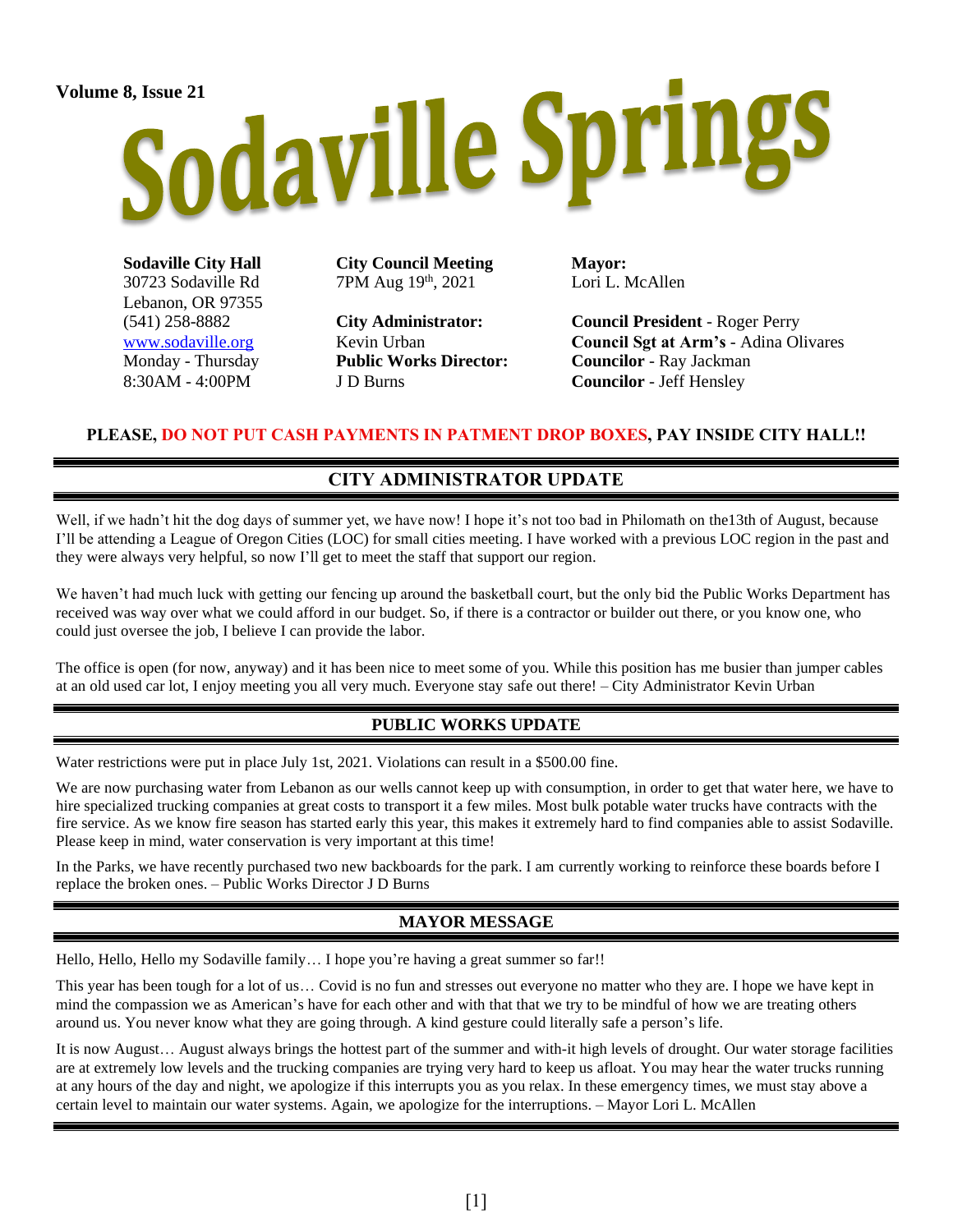Volume 8, Issue 21

# Sodaville Springs

**Sodaville City Hall**
30723 Sodaville Rd
Lebanon, OR 97355
(541) 258-8882
www.sodaville.org
Monday - Thursday
8:30AM - 4:00PM

**City Council Meeting**
7PM Aug 19th, 2021

**City Administrator:**
Kevin Urban

**Public Works Director:**
J D Burns

**Mayor:**
Lori L. McAllen

**Council President** - Roger Perry
**Council Sgt at Arm's** - Adina Olivares
**Councilor** - Ray Jackman
**Councilor** - Jeff Hensley

**PLEASE, DO NOT PUT CASH PAYMENTS IN PATMENT DROP BOXES, PAY INSIDE CITY HALL!!**

## CITY ADMINISTRATOR UPDATE

Well, if we hadn't hit the dog days of summer yet, we have now! I hope it's not too bad in Philomath on the13th of August, because I'll be attending a League of Oregon Cities (LOC) for small cities meeting. I have worked with a previous LOC region in the past and they were always very helpful, so now I'll get to meet the staff that support our region.

We haven't had much luck with getting our fencing up around the basketball court, but the only bid the Public Works Department has received was way over what we could afford in our budget. So, if there is a contractor or builder out there, or you know one, who could just oversee the job, I believe I can provide the labor.

The office is open (for now, anyway) and it has been nice to meet some of you. While this position has me busier than jumper cables at an old used car lot, I enjoy meeting you all very much. Everyone stay safe out there! – City Administrator Kevin Urban

## PUBLIC WORKS UPDATE

Water restrictions were put in place July 1st, 2021. Violations can result in a $500.00 fine.

We are now purchasing water from Lebanon as our wells cannot keep up with consumption, in order to get that water here, we have to hire specialized trucking companies at great costs to transport it a few miles. Most bulk potable water trucks have contracts with the fire service. As we know fire season has started early this year, this makes it extremely hard to find companies able to assist Sodaville. Please keep in mind, water conservation is very important at this time!

In the Parks, we have recently purchased two new backboards for the park. I am currently working to reinforce these boards before I replace the broken ones. – Public Works Director J D Burns

## MAYOR MESSAGE

Hello, Hello, Hello my Sodaville family… I hope you're having a great summer so far!!

This year has been tough for a lot of us… Covid is no fun and stresses out everyone no matter who they are. I hope we have kept in mind the compassion we as American's have for each other and with that that we try to be mindful of how we are treating others around us. You never know what they are going through. A kind gesture could literally safe a person's life.

It is now August… August always brings the hottest part of the summer and with-it high levels of drought. Our water storage facilities are at extremely low levels and the trucking companies are trying very hard to keep us afloat. You may hear the water trucks running at any hours of the day and night, we apologize if this interrupts you as you relax. In these emergency times, we must stay above a certain level to maintain our water systems. Again, we apologize for the interruptions. – Mayor Lori L. McAllen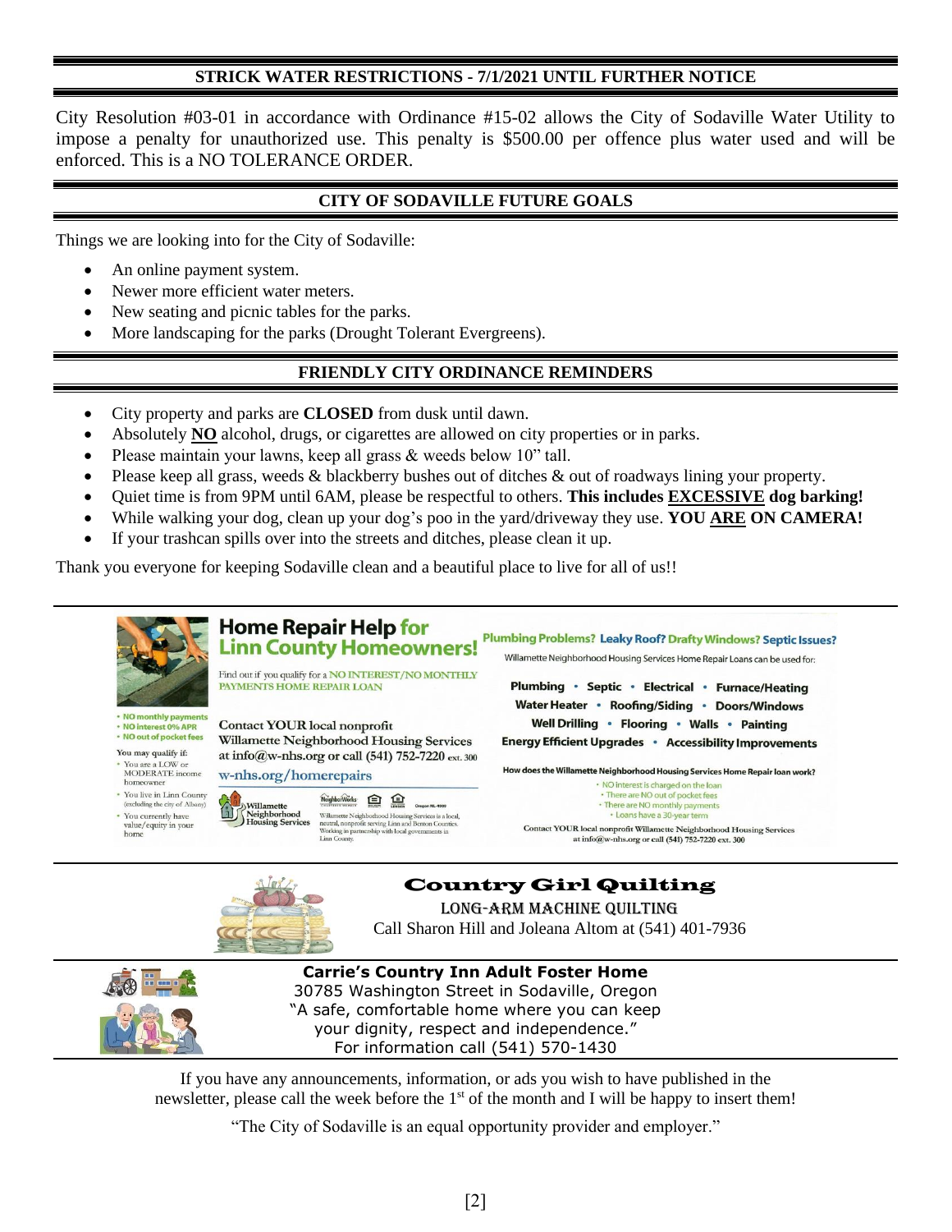## STRICK WATER RESTRICTIONS - 7/1/2021 UNTIL FURTHER NOTICE

City Resolution #03-01 in accordance with Ordinance #15-02 allows the City of Sodaville Water Utility to impose a penalty for unauthorized use. This penalty is $500.00 per offence plus water used and will be enforced. This is a NO TOLERANCE ORDER.

## CITY OF SODAVILLE FUTURE GOALS

Things we are looking into for the City of Sodaville:

- An online payment system.
- Newer more efficient water meters.
- New seating and picnic tables for the parks.
- More landscaping for the parks (Drought Tolerant Evergreens).

## FRIENDLY CITY ORDINANCE REMINDERS

- City property and parks are **CLOSED** from dusk until dawn.
- Absolutely **NO** alcohol, drugs, or cigarettes are allowed on city properties or in parks.
- Please maintain your lawns, keep all grass & weeds below 10" tall.
- Please keep all grass, weeds & blackberry bushes out of ditches & out of roadways lining your property.
- Quiet time is from 9PM until 6AM, please be respectful to others. **This includes EXCESSIVE dog barking!**
- While walking your dog, clean up your dog's poo in the yard/driveway they use. **YOU ARE ON CAMERA!**
- If your trashcan spills over into the streets and ditches, please clean it up.

Thank you everyone for keeping Sodaville clean and a beautiful place to live for all of us!!

---

## Home Repair Help for Linn County Homeowners!

Find out if you qualify for a NO INTEREST/NO MONTHLY PAYMENTS HOME REPAIR LOAN

- NO monthly payments
- NO interest 0% APR
- NO out of pocket fees

You may qualify if:

- You are a LOW or MODERATE income homeowner
- You live in Linn County (excluding the city of Albany)
- You currently have value/equity in your home

Contact YOUR local nonprofit Willamette Neighborhood Housing Services at info@w-nhs.org or call (541) 752-7220 ext. 300

w-nhs.org/homerepairs

Willamette Neighborhood Housing Services

Willamette Neighborhood Housing Services is a local, neutral, nonprofit serving Linn and Benton Counties. Working in partnership with local governments in Linn County.

**Plumbing Problems? Leaky Roof? Drafty Windows? Septic Issues?**

Willamette Neighborhood Housing Services Home Repair Loans can be used for:

Plumbing • Septic • Electrical • Furnace/Heating
Water Heater • Roofing/Siding • Doors/Windows
Well Drilling • Flooring • Walls • Painting
Energy Efficient Upgrades • Accessibility Improvements

**How does the Willamette Neighborhood Housing Services Home Repair loan work?**

- NO interest is charged on the loan
- There are NO out of pocket fees
- There are NO monthly payments
- Loans have a 30-year term

Contact YOUR local nonprofit Willamette Neighborhood Housing Services at info@w-nhs.org or call (541) 752-7220 ext. 300

---

## Country Girl Quilting

LONG-ARM MACHINE QUILTING
Call Sharon Hill and Joleana Altom at (541) 401-7936

---

**Carrie's Country Inn Adult Foster Home**
30785 Washington Street in Sodaville, Oregon
"A safe, comfortable home where you can keep your dignity, respect and independence."
For information call (541) 570-1430

---

If you have any announcements, information, or ads you wish to have published in the newsletter, please call the week before the 1st of the month and I will be happy to insert them!

"The City of Sodaville is an equal opportunity provider and employer."